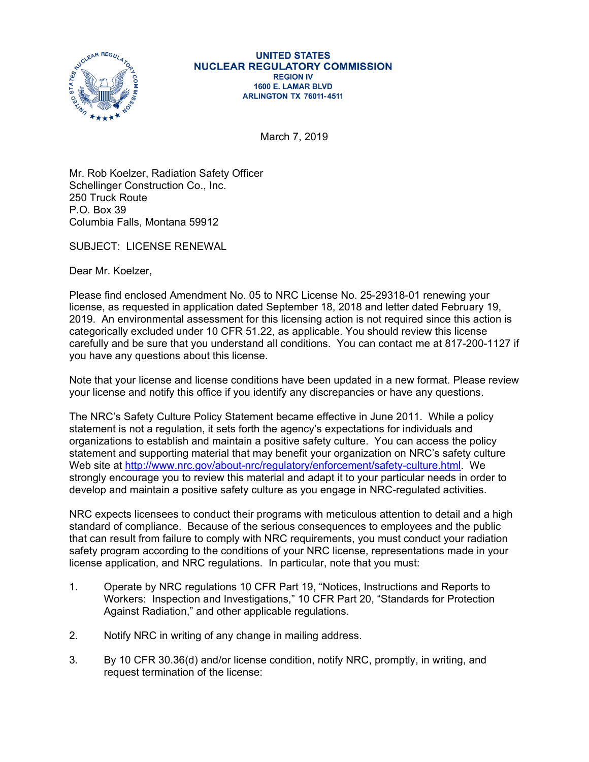**UNITED STATES**
**NUCLEAR REGULATORY COMMISSION**
**REGION IV**
**1600 E. LAMAR BLVD**
**ARLINGTON TX 76011-4511**

March 7, 2019

Mr. Rob Koelzer, Radiation Safety Officer
Schellinger Construction Co., Inc.
250 Truck Route
P.O. Box 39
Columbia Falls, Montana 59912

SUBJECT: LICENSE RENEWAL

Dear Mr. Koelzer,

Please find enclosed Amendment No. 05 to NRC License No. 25-29318-01 renewing your license, as requested in application dated September 18, 2018 and letter dated February 19, 2019. An environmental assessment for this licensing action is not required since this action is categorically excluded under 10 CFR 51.22, as applicable. You should review this license carefully and be sure that you understand all conditions. You can contact me at 817-200-1127 if you have any questions about this license.

Note that your license and license conditions have been updated in a new format. Please review your license and notify this office if you identify any discrepancies or have any questions.

The NRC's Safety Culture Policy Statement became effective in June 2011. While a policy statement is not a regulation, it sets forth the agency's expectations for individuals and organizations to establish and maintain a positive safety culture. You can access the policy statement and supporting material that may benefit your organization on NRC's safety culture Web site at http://www.nrc.gov/about-nrc/regulatory/enforcement/safety-culture.html. We strongly encourage you to review this material and adapt it to your particular needs in order to develop and maintain a positive safety culture as you engage in NRC-regulated activities.

NRC expects licensees to conduct their programs with meticulous attention to detail and a high standard of compliance. Because of the serious consequences to employees and the public that can result from failure to comply with NRC requirements, you must conduct your radiation safety program according to the conditions of your NRC license, representations made in your license application, and NRC regulations. In particular, note that you must:

1. Operate by NRC regulations 10 CFR Part 19, "Notices, Instructions and Reports to Workers: Inspection and Investigations," 10 CFR Part 20, "Standards for Protection Against Radiation," and other applicable regulations.

2. Notify NRC in writing of any change in mailing address.

3. By 10 CFR 30.36(d) and/or license condition, notify NRC, promptly, in writing, and request termination of the license: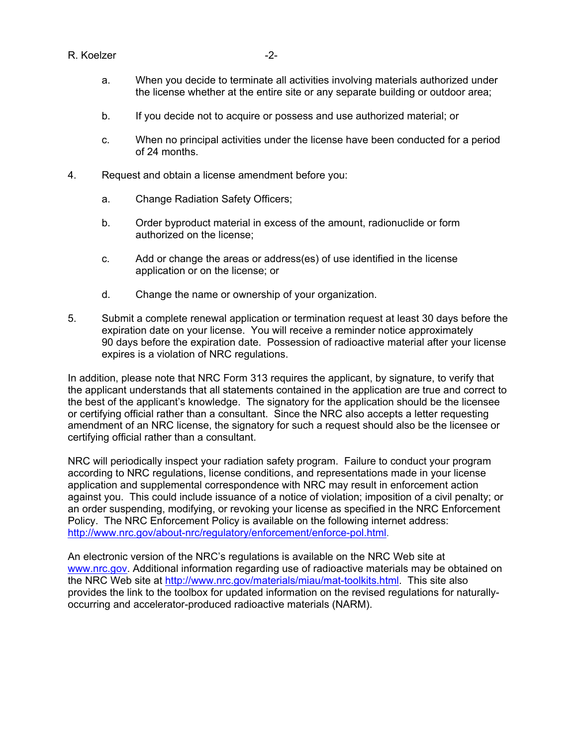a. When you decide to terminate all activities involving materials authorized under the license whether at the entire site or any separate building or outdoor area;

b. If you decide not to acquire or possess and use authorized material; or

c. When no principal activities under the license have been conducted for a period of 24 months.

4. Request and obtain a license amendment before you:

   a. Change Radiation Safety Officers;

   b. Order byproduct material in excess of the amount, radionuclide or form authorized on the license;

   c. Add or change the areas or address(es) of use identified in the license application or on the license; or

   d. Change the name or ownership of your organization.

5. Submit a complete renewal application or termination request at least 30 days before the expiration date on your license. You will receive a reminder notice approximately 90 days before the expiration date. Possession of radioactive material after your license expires is a violation of NRC regulations.

In addition, please note that NRC Form 313 requires the applicant, by signature, to verify that the applicant understands that all statements contained in the application are true and correct to the best of the applicant's knowledge. The signatory for the application should be the licensee or certifying official rather than a consultant. Since the NRC also accepts a letter requesting amendment of an NRC license, the signatory for such a request should also be the licensee or certifying official rather than a consultant.

NRC will periodically inspect your radiation safety program. Failure to conduct your program according to NRC regulations, license conditions, and representations made in your license application and supplemental correspondence with NRC may result in enforcement action against you. This could include issuance of a notice of violation; imposition of a civil penalty; or an order suspending, modifying, or revoking your license as specified in the NRC Enforcement Policy. The NRC Enforcement Policy is available on the following internet address: http://www.nrc.gov/about-nrc/regulatory/enforcement/enforce-pol.html.

An electronic version of the NRC's regulations is available on the NRC Web site at www.nrc.gov. Additional information regarding use of radioactive materials may be obtained on the NRC Web site at http://www.nrc.gov/materials/miau/mat-toolkits.html. This site also provides the link to the toolbox for updated information on the revised regulations for naturally-occurring and accelerator-produced radioactive materials (NARM).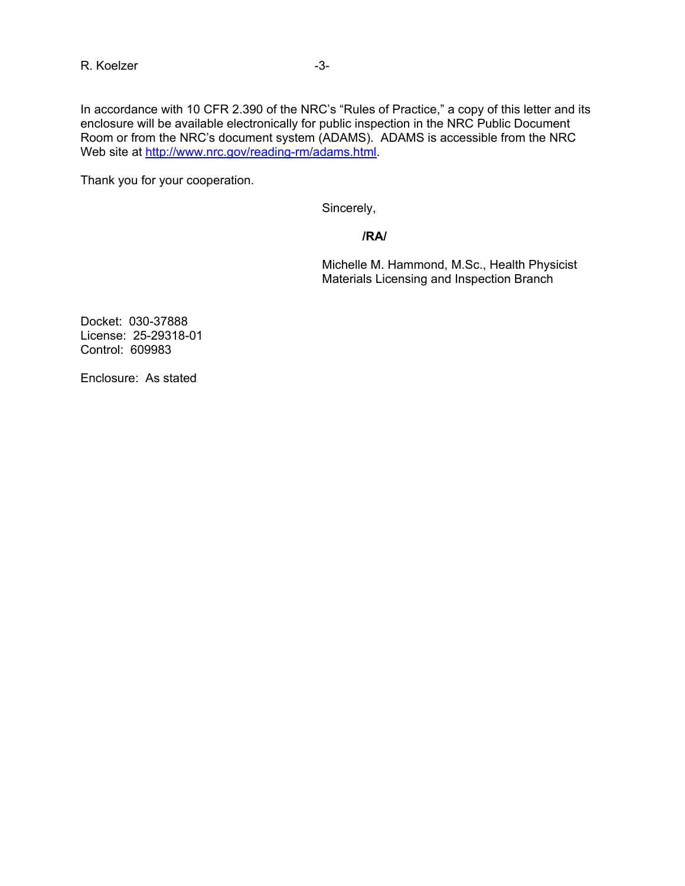In accordance with 10 CFR 2.390 of the NRC's "Rules of Practice," a copy of this letter and its enclosure will be available electronically for public inspection in the NRC Public Document Room or from the NRC's document system (ADAMS). ADAMS is accessible from the NRC Web site at http://www.nrc.gov/reading-rm/adams.html.

Thank you for your cooperation.

Sincerely,

**/RA/**

Michelle M. Hammond, M.Sc., Health Physicist
Materials Licensing and Inspection Branch

Docket: 030-37888
License: 25-29318-01
Control: 609983

Enclosure: As stated